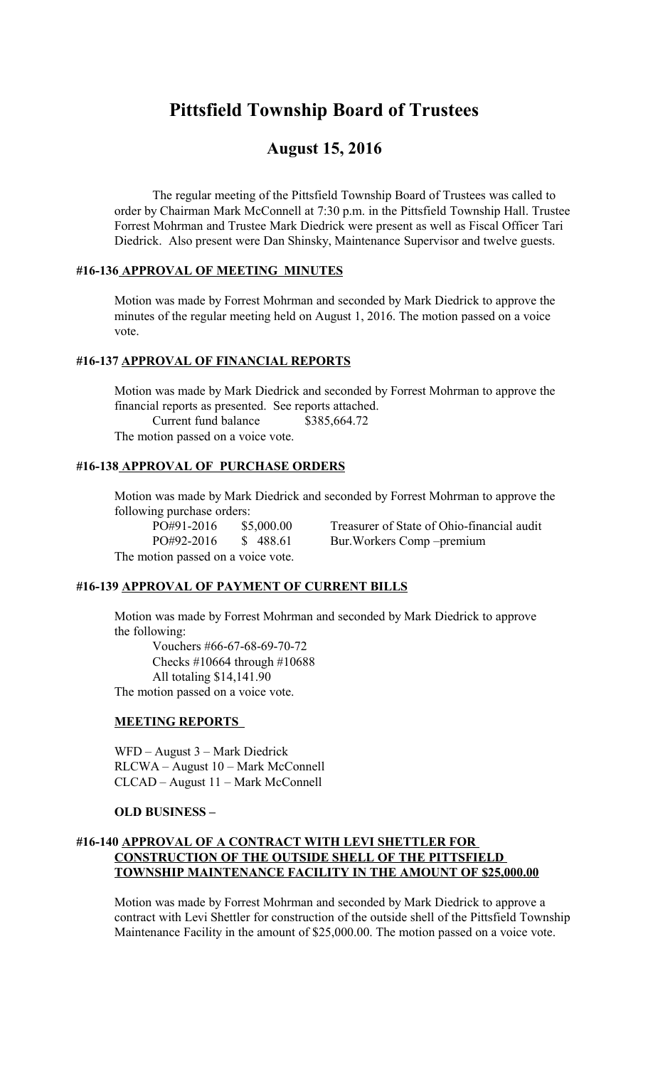# Pittsfield Township Board of Trustees

## August 15, 2016

The regular meeting of the Pittsfield Township Board of Trustees was called to order by Chairman Mark McConnell at 7:30 p.m. in the Pittsfield Township Hall. Trustee Forrest Mohrman and Trustee Mark Diedrick were present as well as Fiscal Officer Tari Diedrick. Also present were Dan Shinsky, Maintenance Supervisor and twelve guests.

### #16-136 APPROVAL OF MEETING MINUTES

Motion was made by Forrest Mohrman and seconded by Mark Diedrick to approve the minutes of the regular meeting held on August 1, 2016. The motion passed on a voice vote.

### #16-137 APPROVAL OF FINANCIAL REPORTS

Motion was made by Mark Diedrick and seconded by Forrest Mohrman to approve the financial reports as presented. See reports attached.

Current fund balance $385,664.72

The motion passed on a voice vote.

### #16-138 APPROVAL OF PURCHASE ORDERS

Motion was made by Mark Diedrick and seconded by Forrest Mohrman to approve the following purchase orders:

| | | |
|---|---|---|
| PO#91-2016 | $5,000.00 | Treasurer of State of Ohio-financial audit |
| PO#92-2016 | $ 488.61 | Bur.Workers Comp –premium |

The motion passed on a voice vote.

### #16-139 APPROVAL OF PAYMENT OF CURRENT BILLS

Motion was made by Forrest Mohrman and seconded by Mark Diedrick to approve the following:

Vouchers #66-67-68-69-70-72
Checks #10664 through #10688
All totaling $14,141.90

The motion passed on a voice vote.

### MEETING REPORTS

WFD – August 3 – Mark Diedrick
RLCWA – August 10 – Mark McConnell
CLCAD – August 11 – Mark McConnell

### OLD BUSINESS –

### #16-140 APPROVAL OF A CONTRACT WITH LEVI SHETTLER FOR CONSTRUCTION OF THE OUTSIDE SHELL OF THE PITTSFIELD TOWNSHIP MAINTENANCE FACILITY IN THE AMOUNT OF $25,000.00

Motion was made by Forrest Mohrman and seconded by Mark Diedrick to approve a contract with Levi Shettler for construction of the outside shell of the Pittsfield Township Maintenance Facility in the amount of $25,000.00. The motion passed on a voice vote.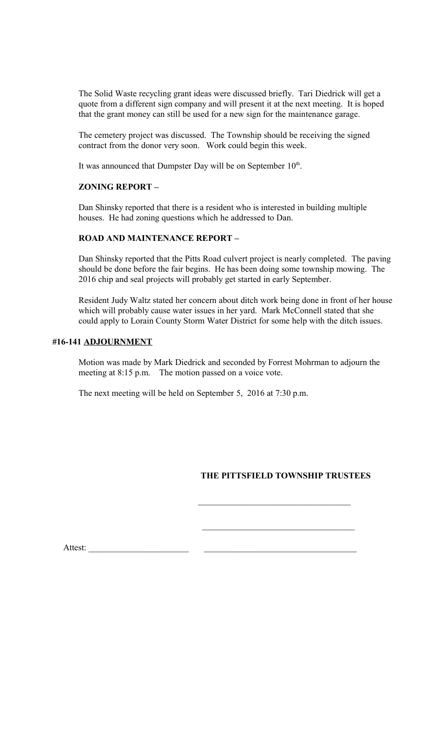The Solid Waste recycling grant ideas were discussed briefly. Tari Diedrick will get a quote from a different sign company and will present it at the next meeting. It is hoped that the grant money can still be used for a new sign for the maintenance garage.

The cemetery project was discussed. The Township should be receiving the signed contract from the donor very soon. Work could begin this week.

It was announced that Dumpster Day will be on September 10th.

**ZONING REPORT –**

Dan Shinsky reported that there is a resident who is interested in building multiple houses. He had zoning questions which he addressed to Dan.

**ROAD AND MAINTENANCE REPORT –**

Dan Shinsky reported that the Pitts Road culvert project is nearly completed. The paving should be done before the fair begins. He has been doing some township mowing. The 2016 chip and seal projects will probably get started in early September.

Resident Judy Waltz stated her concern about ditch work being done in front of her house which will probably cause water issues in her yard. Mark McConnell stated that she could apply to Lorain County Storm Water District for some help with the ditch issues.

**#16-141 ADJOURNMENT**

Motion was made by Mark Diedrick and seconded by Forrest Mohrman to adjourn the meeting at 8:15 p.m. The motion passed on a voice vote.

The next meeting will be held on September 5, 2016 at 7:30 p.m.

**THE PITTSFIELD TOWNSHIP TRUSTEES**

\_\_\_\_\_\_\_\_\_\_\_\_\_\_\_\_\_\_\_\_\_\_\_\_\_\_\_\_\_\_\_\_\_\_\_

\_\_\_\_\_\_\_\_\_\_\_\_\_\_\_\_\_\_\_\_\_\_\_\_\_\_\_\_\_\_\_\_\_\_\_

Attest: \_\_\_\_\_\_\_\_\_\_\_\_\_\_\_\_\_\_\_\_\_\_\_ \_\_\_\_\_\_\_\_\_\_\_\_\_\_\_\_\_\_\_\_\_\_\_\_\_\_\_\_\_\_\_\_\_\_\_